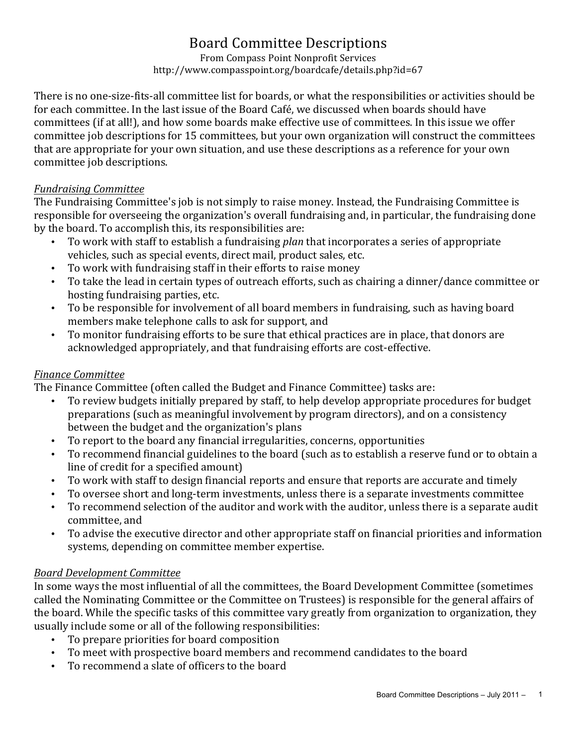# Board Committee Descriptions

From Compass Point Nonprofit Services
http://www.compasspoint.org/boardcafe/details.php?id=67

There is no one-size-fits-all committee list for boards, or what the responsibilities or activities should be for each committee. In the last issue of the Board Café, we discussed when boards should have committees (if at all!), and how some boards make effective use of committees. In this issue we offer committee job descriptions for 15 committees, but your own organization will construct the committees that are appropriate for your own situation, and use these descriptions as a reference for your own committee job descriptions.

### *Fundraising Committee*

The Fundraising Committee's job is not simply to raise money. Instead, the Fundraising Committee is responsible for overseeing the organization's overall fundraising and, in particular, the fundraising done by the board. To accomplish this, its responsibilities are:

- To work with staff to establish a fundraising *plan* that incorporates a series of appropriate vehicles, such as special events, direct mail, product sales, etc.
- To work with fundraising staff in their efforts to raise money
- To take the lead in certain types of outreach efforts, such as chairing a dinner/dance committee or hosting fundraising parties, etc.
- To be responsible for involvement of all board members in fundraising, such as having board members make telephone calls to ask for support, and
- To monitor fundraising efforts to be sure that ethical practices are in place, that donors are acknowledged appropriately, and that fundraising efforts are cost-effective.

### *Finance Committee*

The Finance Committee (often called the Budget and Finance Committee) tasks are:

- To review budgets initially prepared by staff, to help develop appropriate procedures for budget preparations (such as meaningful involvement by program directors), and on a consistency between the budget and the organization's plans
- To report to the board any financial irregularities, concerns, opportunities
- To recommend financial guidelines to the board (such as to establish a reserve fund or to obtain a line of credit for a specified amount)
- To work with staff to design financial reports and ensure that reports are accurate and timely
- To oversee short and long-term investments, unless there is a separate investments committee
- To recommend selection of the auditor and work with the auditor, unless there is a separate audit committee, and
- To advise the executive director and other appropriate staff on financial priorities and information systems, depending on committee member expertise.

### *Board Development Committee*

In some ways the most influential of all the committees, the Board Development Committee (sometimes called the Nominating Committee or the Committee on Trustees) is responsible for the general affairs of the board. While the specific tasks of this committee vary greatly from organization to organization, they usually include some or all of the following responsibilities:

- To prepare priorities for board composition
- To meet with prospective board members and recommend candidates to the board
- To recommend a slate of officers to the board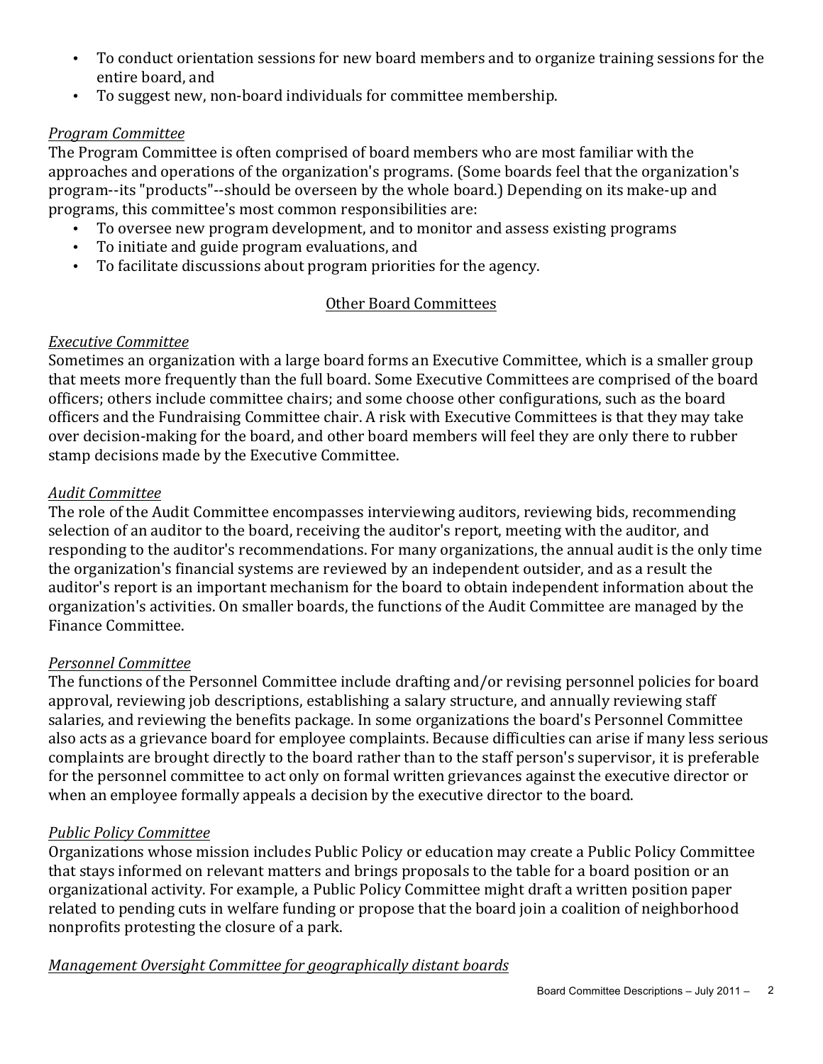- To conduct orientation sessions for new board members and to organize training sessions for the entire board, and
- To suggest new, non-board individuals for committee membership.

### *Program Committee*

The Program Committee is often comprised of board members who are most familiar with the approaches and operations of the organization's programs. (Some boards feel that the organization's program--its "products"--should be overseen by the whole board.) Depending on its make-up and programs, this committee's most common responsibilities are:

- To oversee new program development, and to monitor and assess existing programs
- To initiate and guide program evaluations, and
- To facilitate discussions about program priorities for the agency.

## Other Board Committees

### *Executive Committee*

Sometimes an organization with a large board forms an Executive Committee, which is a smaller group that meets more frequently than the full board. Some Executive Committees are comprised of the board officers; others include committee chairs; and some choose other configurations, such as the board officers and the Fundraising Committee chair. A risk with Executive Committees is that they may take over decision-making for the board, and other board members will feel they are only there to rubber stamp decisions made by the Executive Committee.

### *Audit Committee*

The role of the Audit Committee encompasses interviewing auditors, reviewing bids, recommending selection of an auditor to the board, receiving the auditor's report, meeting with the auditor, and responding to the auditor's recommendations. For many organizations, the annual audit is the only time the organization's financial systems are reviewed by an independent outsider, and as a result the auditor's report is an important mechanism for the board to obtain independent information about the organization's activities. On smaller boards, the functions of the Audit Committee are managed by the Finance Committee.

### *Personnel Committee*

The functions of the Personnel Committee include drafting and/or revising personnel policies for board approval, reviewing job descriptions, establishing a salary structure, and annually reviewing staff salaries, and reviewing the benefits package. In some organizations the board's Personnel Committee also acts as a grievance board for employee complaints. Because difficulties can arise if many less serious complaints are brought directly to the board rather than to the staff person's supervisor, it is preferable for the personnel committee to act only on formal written grievances against the executive director or when an employee formally appeals a decision by the executive director to the board.

### *Public Policy Committee*

Organizations whose mission includes Public Policy or education may create a Public Policy Committee that stays informed on relevant matters and brings proposals to the table for a board position or an organizational activity. For example, a Public Policy Committee might draft a written position paper related to pending cuts in welfare funding or propose that the board join a coalition of neighborhood nonprofits protesting the closure of a park.

### *Management Oversight Committee for geographically distant boards*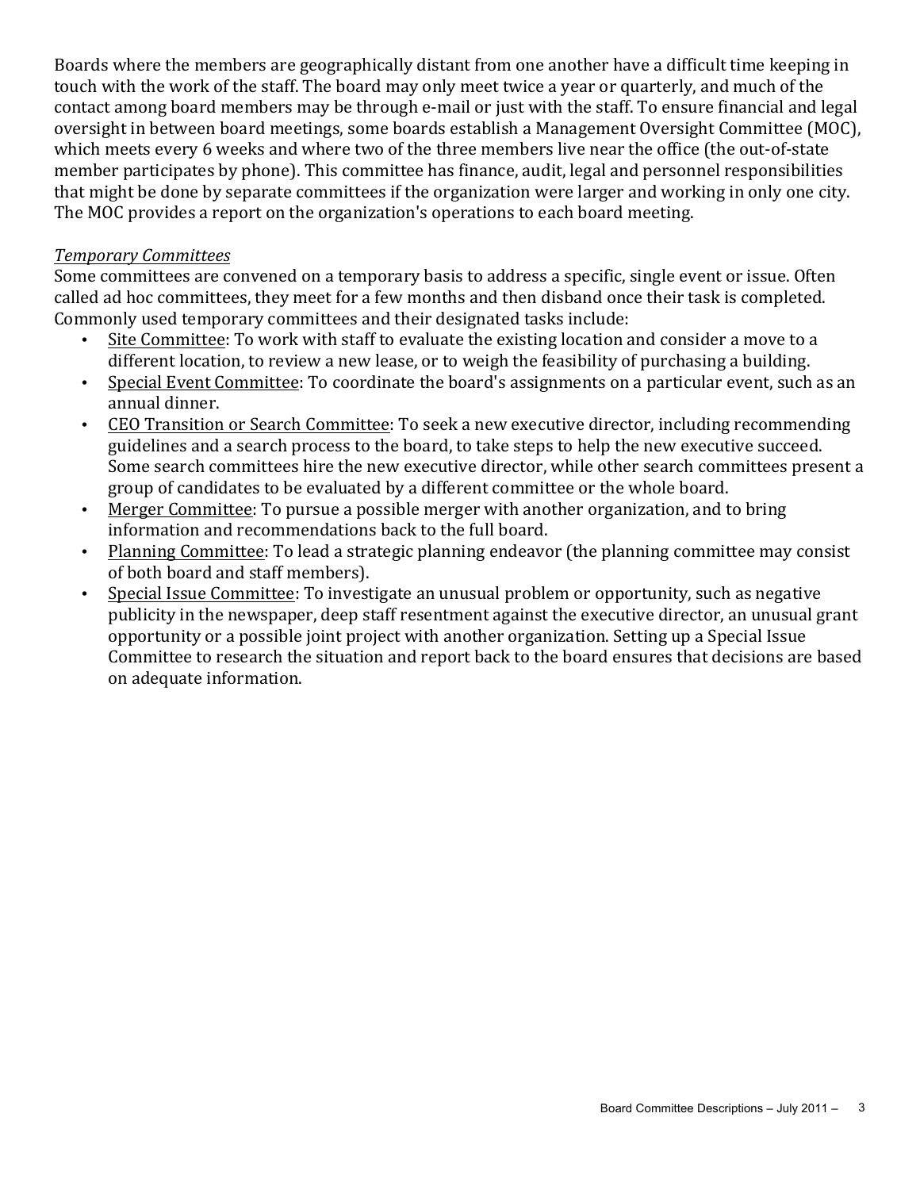Boards where the members are geographically distant from one another have a difficult time keeping in touch with the work of the staff. The board may only meet twice a year or quarterly, and much of the contact among board members may be through e-mail or just with the staff. To ensure financial and legal oversight in between board meetings, some boards establish a Management Oversight Committee (MOC), which meets every 6 weeks and where two of the three members live near the office (the out-of-state member participates by phone). This committee has finance, audit, legal and personnel responsibilities that might be done by separate committees if the organization were larger and working in only one city. The MOC provides a report on the organization's operations to each board meeting.

*Temporary Committees*

Some committees are convened on a temporary basis to address a specific, single event or issue. Often called ad hoc committees, they meet for a few months and then disband once their task is completed. Commonly used temporary committees and their designated tasks include:

- Site Committee: To work with staff to evaluate the existing location and consider a move to a different location, to review a new lease, or to weigh the feasibility of purchasing a building.
- Special Event Committee: To coordinate the board's assignments on a particular event, such as an annual dinner.
- CEO Transition or Search Committee: To seek a new executive director, including recommending guidelines and a search process to the board, to take steps to help the new executive succeed. Some search committees hire the new executive director, while other search committees present a group of candidates to be evaluated by a different committee or the whole board.
- Merger Committee: To pursue a possible merger with another organization, and to bring information and recommendations back to the full board.
- Planning Committee: To lead a strategic planning endeavor (the planning committee may consist of both board and staff members).
- Special Issue Committee: To investigate an unusual problem or opportunity, such as negative publicity in the newspaper, deep staff resentment against the executive director, an unusual grant opportunity or a possible joint project with another organization. Setting up a Special Issue Committee to research the situation and report back to the board ensures that decisions are based on adequate information.